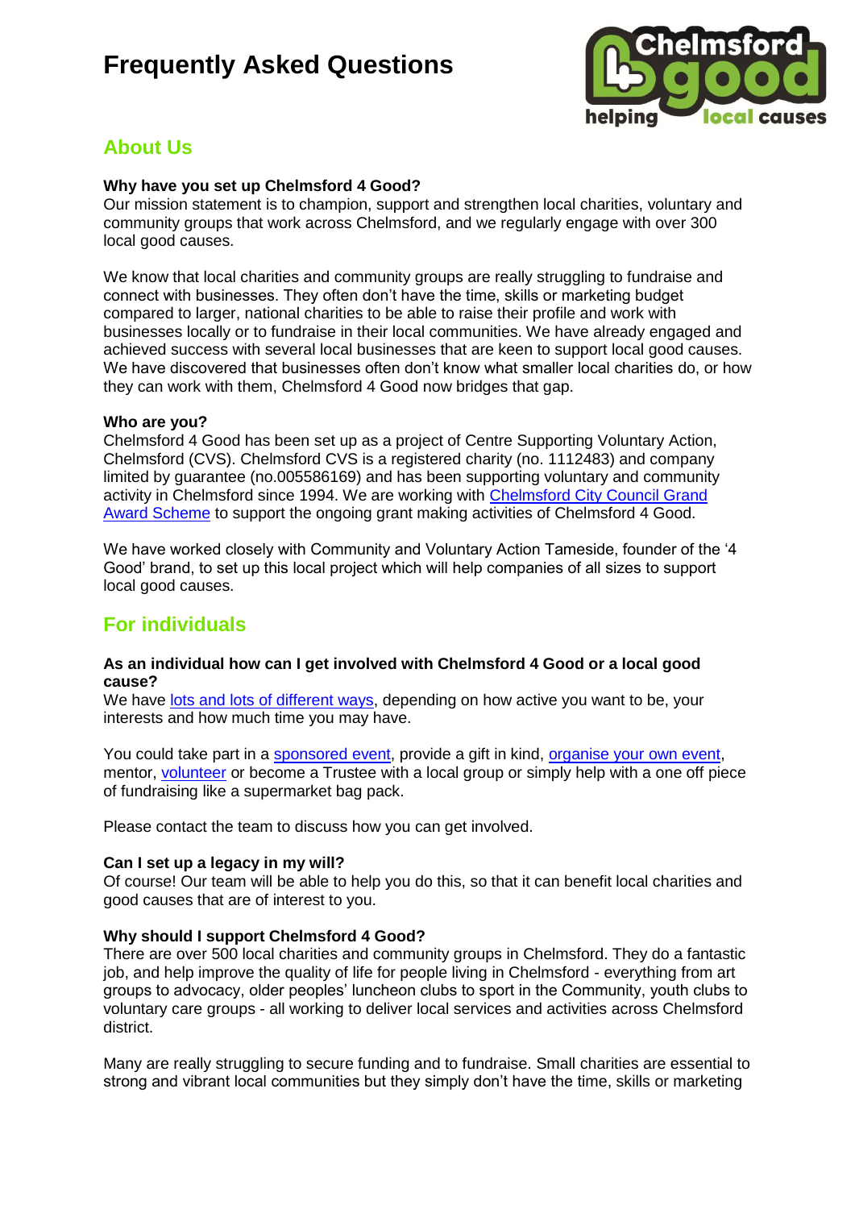# Frequently Asked Questions

## About Us

**Why have you set up Chelmsford 4 Good?**
Our mission statement is to champion, support and strengthen local charities, voluntary and community groups that work across Chelmsford, and we regularly engage with over 300 local good causes.

We know that local charities and community groups are really struggling to fundraise and connect with businesses. They often don't have the time, skills or marketing budget compared to larger, national charities to be able to raise their profile and work with businesses locally or to fundraise in their local communities. We have already engaged and achieved success with several local businesses that are keen to support local good causes. We have discovered that businesses often don't know what smaller local charities do, or how they can work with them, Chelmsford 4 Good now bridges that gap.

**Who are you?**
Chelmsford 4 Good has been set up as a project of Centre Supporting Voluntary Action, Chelmsford (CVS). Chelmsford CVS is a registered charity (no. 1112483) and company limited by guarantee (no.005586169) and has been supporting voluntary and community activity in Chelmsford since 1994. We are working with Chelmsford City Council Grand Award Scheme to support the ongoing grant making activities of Chelmsford 4 Good.

We have worked closely with Community and Voluntary Action Tameside, founder of the '4 Good' brand, to set up this local project which will help companies of all sizes to support local good causes.

## For individuals

**As an individual how can I get involved with Chelmsford 4 Good or a local good cause?**
We have lots and lots of different ways, depending on how active you want to be, your interests and how much time you may have.

You could take part in a sponsored event, provide a gift in kind, organise your own event, mentor, volunteer or become a Trustee with a local group or simply help with a one off piece of fundraising like a supermarket bag pack.

Please contact the team to discuss how you can get involved.

**Can I set up a legacy in my will?**
Of course! Our team will be able to help you do this, so that it can benefit local charities and good causes that are of interest to you.

**Why should I support Chelmsford 4 Good?**
There are over 500 local charities and community groups in Chelmsford. They do a fantastic job, and help improve the quality of life for people living in Chelmsford - everything from art groups to advocacy, older peoples' luncheon clubs to sport in the Community, youth clubs to voluntary care groups - all working to deliver local services and activities across Chelmsford district.

Many are really struggling to secure funding and to fundraise. Small charities are essential to strong and vibrant local communities but they simply don't have the time, skills or marketing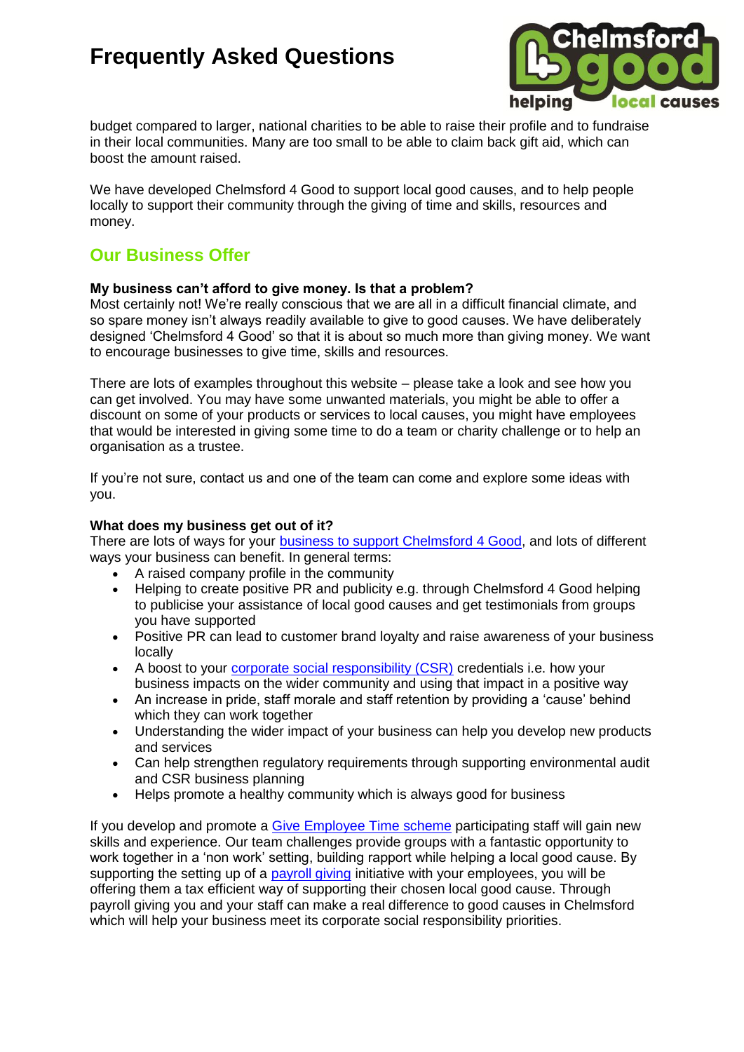budget compared to larger, national charities to be able to raise their profile and to fundraise in their local communities. Many are too small to be able to claim back gift aid, which can boost the amount raised.

We have developed Chelmsford 4 Good to support local good causes, and to help people locally to support their community through the giving of time and skills, resources and money.

## Our Business Offer

**My business can't afford to give money. Is that a problem?**
Most certainly not! We're really conscious that we are all in a difficult financial climate, and so spare money isn't always readily available to give to good causes. We have deliberately designed 'Chelmsford 4 Good' so that it is about so much more than giving money. We want to encourage businesses to give time, skills and resources.

There are lots of examples throughout this website – please take a look and see how you can get involved. You may have some unwanted materials, you might be able to offer a discount on some of your products or services to local causes, you might have employees that would be interested in giving some time to do a team or charity challenge or to help an organisation as a trustee.

If you're not sure, contact us and one of the team can come and explore some ideas with you.

**What does my business get out of it?**
There are lots of ways for your business to support Chelmsford 4 Good, and lots of different ways your business can benefit. In general terms:

- A raised company profile in the community
- Helping to create positive PR and publicity e.g. through Chelmsford 4 Good helping to publicise your assistance of local good causes and get testimonials from groups you have supported
- Positive PR can lead to customer brand loyalty and raise awareness of your business locally
- A boost to your corporate social responsibility (CSR) credentials i.e. how your business impacts on the wider community and using that impact in a positive way
- An increase in pride, staff morale and staff retention by providing a 'cause' behind which they can work together
- Understanding the wider impact of your business can help you develop new products and services
- Can help strengthen regulatory requirements through supporting environmental audit and CSR business planning
- Helps promote a healthy community which is always good for business

If you develop and promote a Give Employee Time scheme participating staff will gain new skills and experience. Our team challenges provide groups with a fantastic opportunity to work together in a 'non work' setting, building rapport while helping a local good cause. By supporting the setting up of a payroll giving initiative with your employees, you will be offering them a tax efficient way of supporting their chosen local good cause. Through payroll giving you and your staff can make a real difference to good causes in Chelmsford which will help your business meet its corporate social responsibility priorities.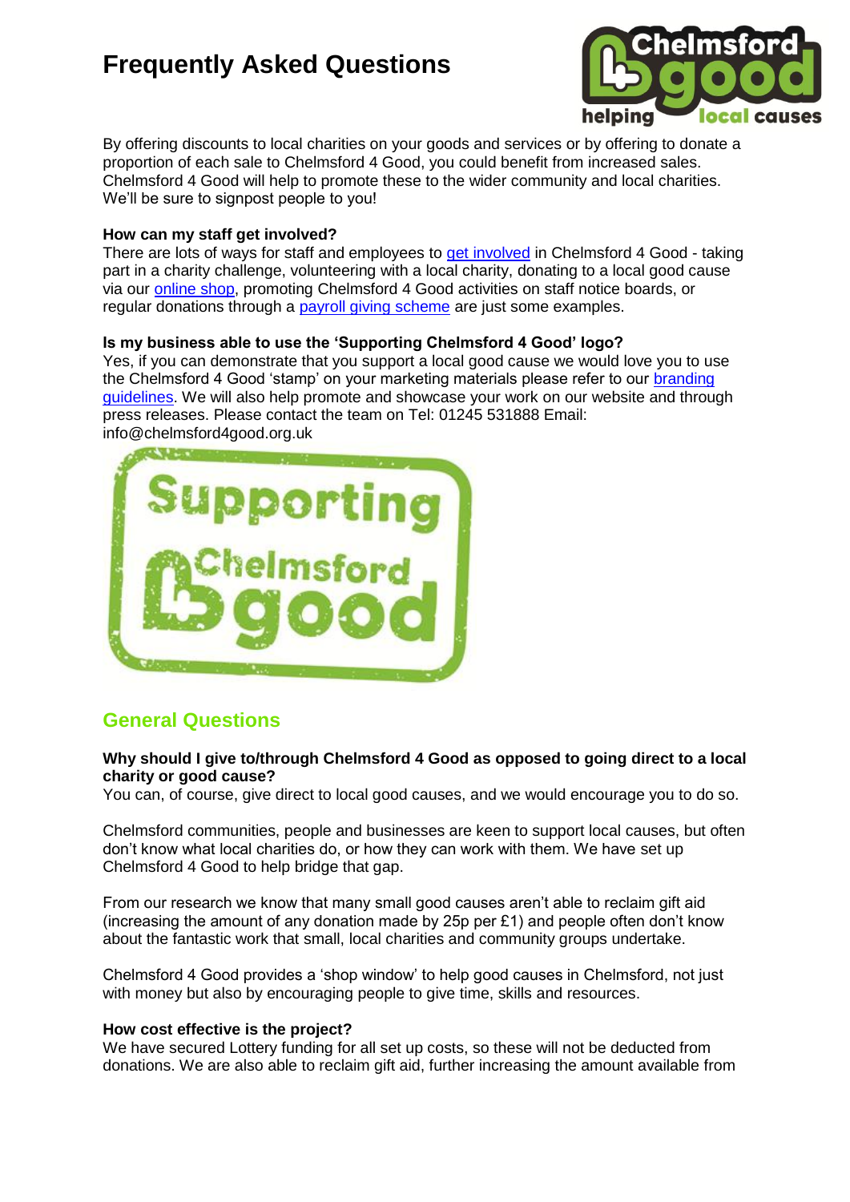# Frequently Asked Questions

By offering discounts to local charities on your goods and services or by offering to donate a proportion of each sale to Chelmsford 4 Good, you could benefit from increased sales. Chelmsford 4 Good will help to promote these to the wider community and local charities. We'll be sure to signpost people to you!

**How can my staff get involved?**
There are lots of ways for staff and employees to get involved in Chelmsford 4 Good - taking part in a charity challenge, volunteering with a local charity, donating to a local good cause via our online shop, promoting Chelmsford 4 Good activities on staff notice boards, or regular donations through a payroll giving scheme are just some examples.

**Is my business able to use the 'Supporting Chelmsford 4 Good' logo?**
Yes, if you can demonstrate that you support a local good cause we would love you to use the Chelmsford 4 Good 'stamp' on your marketing materials please refer to our branding guidelines. We will also help promote and showcase your work on our website and through press releases. Please contact the team on Tel: 01245 531888 Email: info@chelmsford4good.org.uk

## General Questions

**Why should I give to/through Chelmsford 4 Good as opposed to going direct to a local charity or good cause?**
You can, of course, give direct to local good causes, and we would encourage you to do so.

Chelmsford communities, people and businesses are keen to support local causes, but often don't know what local charities do, or how they can work with them. We have set up Chelmsford 4 Good to help bridge that gap.

From our research we know that many small good causes aren't able to reclaim gift aid (increasing the amount of any donation made by 25p per £1) and people often don't know about the fantastic work that small, local charities and community groups undertake.

Chelmsford 4 Good provides a 'shop window' to help good causes in Chelmsford, not just with money but also by encouraging people to give time, skills and resources.

**How cost effective is the project?**
We have secured Lottery funding for all set up costs, so these will not be deducted from donations. We are also able to reclaim gift aid, further increasing the amount available from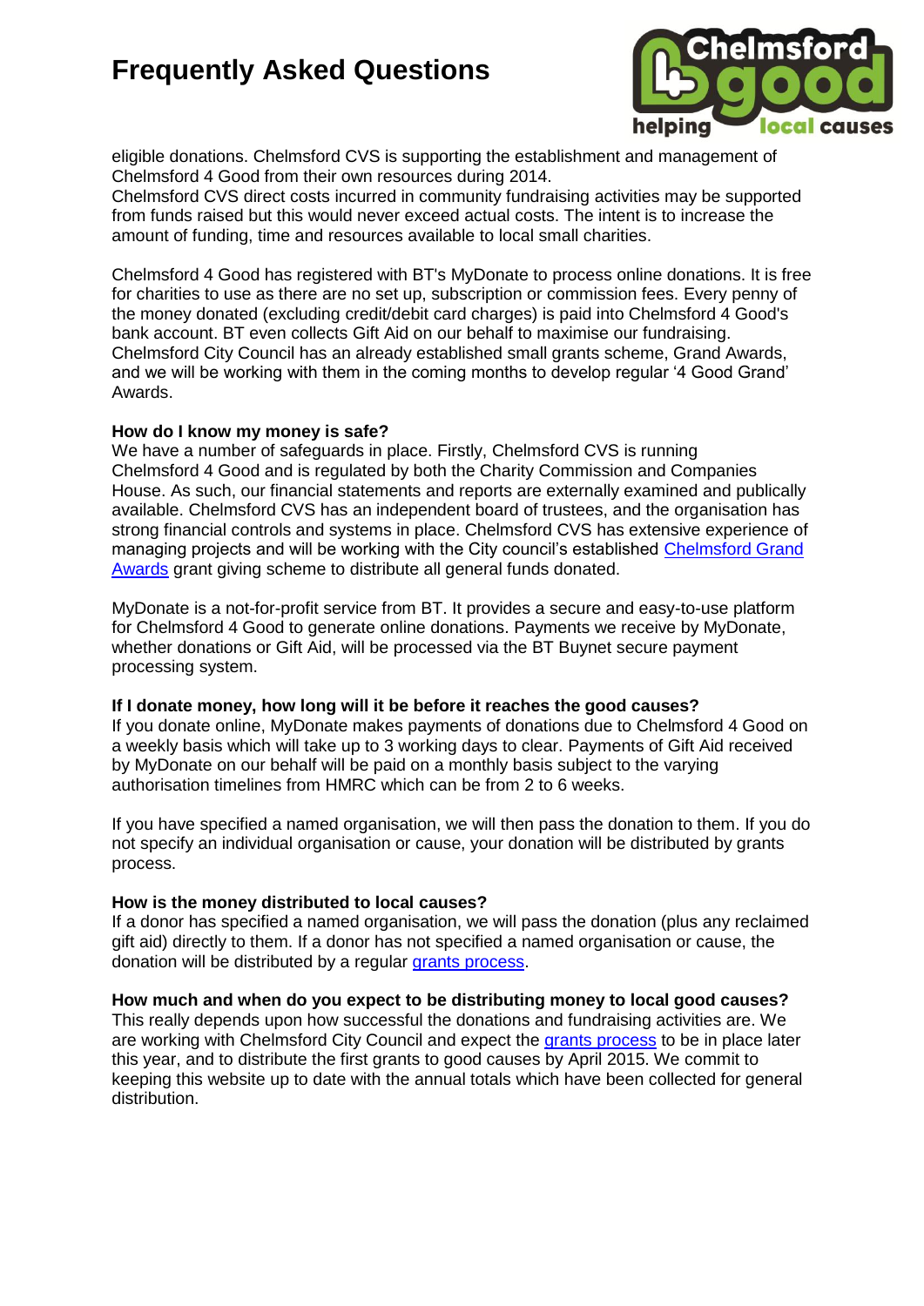eligible donations. Chelmsford CVS is supporting the establishment and management of Chelmsford 4 Good from their own resources during 2014.
Chelmsford CVS direct costs incurred in community fundraising activities may be supported from funds raised but this would never exceed actual costs. The intent is to increase the amount of funding, time and resources available to local small charities.

Chelmsford 4 Good has registered with BT's MyDonate to process online donations. It is free for charities to use as there are no set up, subscription or commission fees. Every penny of the money donated (excluding credit/debit card charges) is paid into Chelmsford 4 Good's bank account. BT even collects Gift Aid on our behalf to maximise our fundraising.
Chelmsford City Council has an already established small grants scheme, Grand Awards, and we will be working with them in the coming months to develop regular '4 Good Grand' Awards.

**How do I know my money is safe?**
We have a number of safeguards in place. Firstly, Chelmsford CVS is running Chelmsford 4 Good and is regulated by both the Charity Commission and Companies House. As such, our financial statements and reports are externally examined and publically available. Chelmsford CVS has an independent board of trustees, and the organisation has strong financial controls and systems in place. Chelmsford CVS has extensive experience of managing projects and will be working with the City council's established [Chelmsford Grand Awards] grant giving scheme to distribute all general funds donated.

MyDonate is a not-for-profit service from BT. It provides a secure and easy-to-use platform for Chelmsford 4 Good to generate online donations. Payments we receive by MyDonate, whether donations or Gift Aid, will be processed via the BT Buynet secure payment processing system.

**If I donate money, how long will it be before it reaches the good causes?**
If you donate online, MyDonate makes payments of donations due to Chelmsford 4 Good on a weekly basis which will take up to 3 working days to clear. Payments of Gift Aid received by MyDonate on our behalf will be paid on a monthly basis subject to the varying authorisation timelines from HMRC which can be from 2 to 6 weeks.

If you have specified a named organisation, we will then pass the donation to them. If you do not specify an individual organisation or cause, your donation will be distributed by grants process.

**How is the money distributed to local causes?**
If a donor has specified a named organisation, we will pass the donation (plus any reclaimed gift aid) directly to them. If a donor has not specified a named organisation or cause, the donation will be distributed by a regular [grants process].

**How much and when do you expect to be distributing money to local good causes?**
This really depends upon how successful the donations and fundraising activities are. We are working with Chelmsford City Council and expect the [grants process] to be in place later this year, and to distribute the first grants to good causes by April 2015. We commit to keeping this website up to date with the annual totals which have been collected for general distribution.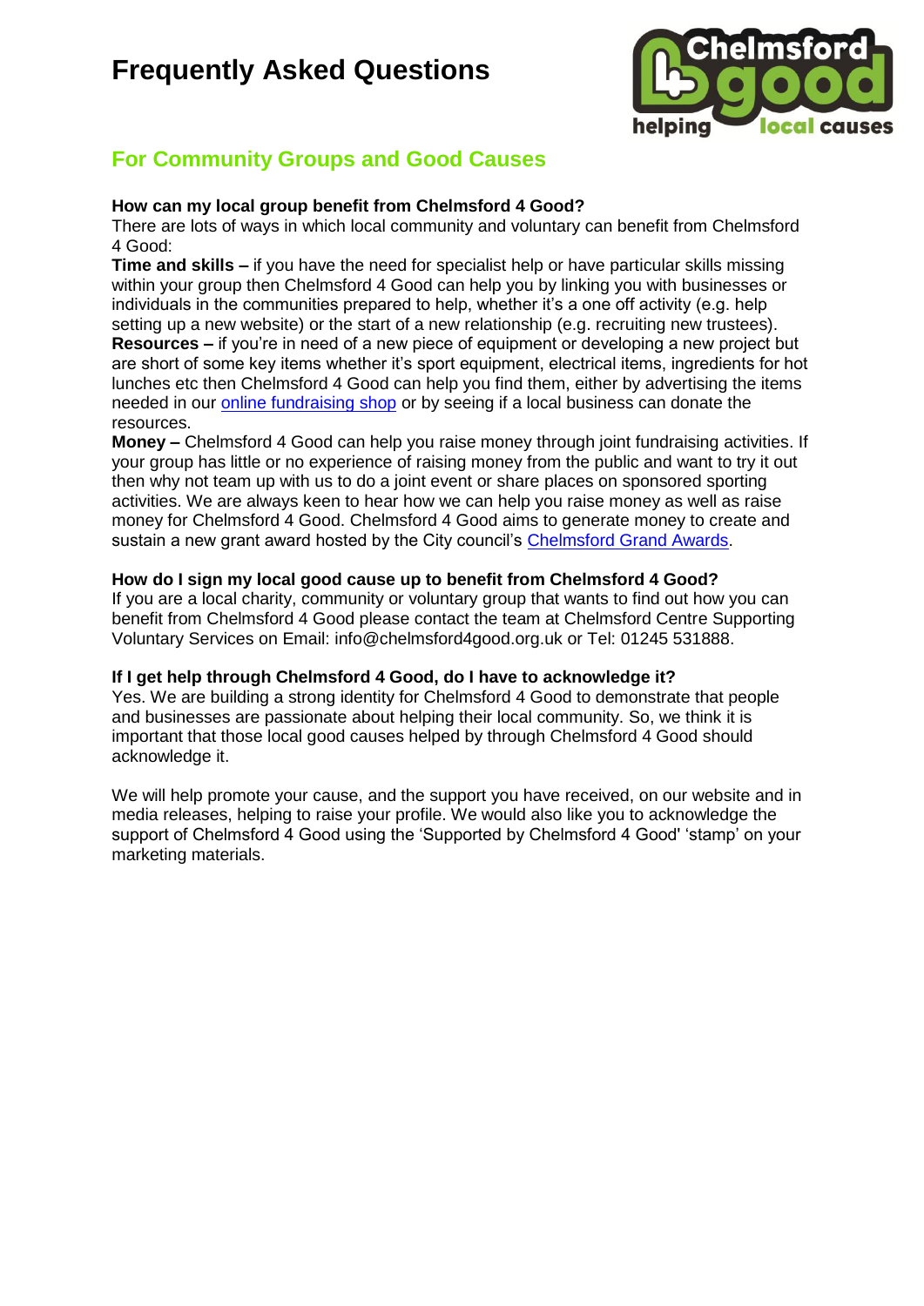# Frequently Asked Questions

## For Community Groups and Good Causes

**How can my local group benefit from Chelmsford 4 Good?**

There are lots of ways in which local community and voluntary can benefit from Chelmsford 4 Good:

**Time and skills –** if you have the need for specialist help or have particular skills missing within your group then Chelmsford 4 Good can help you by linking you with businesses or individuals in the communities prepared to help, whether it's a one off activity (e.g. help setting up a new website) or the start of a new relationship (e.g. recruiting new trustees).

**Resources –** if you're in need of a new piece of equipment or developing a new project but are short of some key items whether it's sport equipment, electrical items, ingredients for hot lunches etc then Chelmsford 4 Good can help you find them, either by advertising the items needed in our online fundraising shop or by seeing if a local business can donate the resources.

**Money –** Chelmsford 4 Good can help you raise money through joint fundraising activities. If your group has little or no experience of raising money from the public and want to try it out then why not team up with us to do a joint event or share places on sponsored sporting activities. We are always keen to hear how we can help you raise money as well as raise money for Chelmsford 4 Good. Chelmsford 4 Good aims to generate money to create and sustain a new grant award hosted by the City council's Chelmsford Grand Awards.

**How do I sign my local good cause up to benefit from Chelmsford 4 Good?**

If you are a local charity, community or voluntary group that wants to find out how you can benefit from Chelmsford 4 Good please contact the team at Chelmsford Centre Supporting Voluntary Services on Email: info@chelmsford4good.org.uk or Tel: 01245 531888.

**If I get help through Chelmsford 4 Good, do I have to acknowledge it?**

Yes. We are building a strong identity for Chelmsford 4 Good to demonstrate that people and businesses are passionate about helping their local community. So, we think it is important that those local good causes helped by through Chelmsford 4 Good should acknowledge it.

We will help promote your cause, and the support you have received, on our website and in media releases, helping to raise your profile. We would also like you to acknowledge the support of Chelmsford 4 Good using the 'Supported by Chelmsford 4 Good' 'stamp' on your marketing materials.